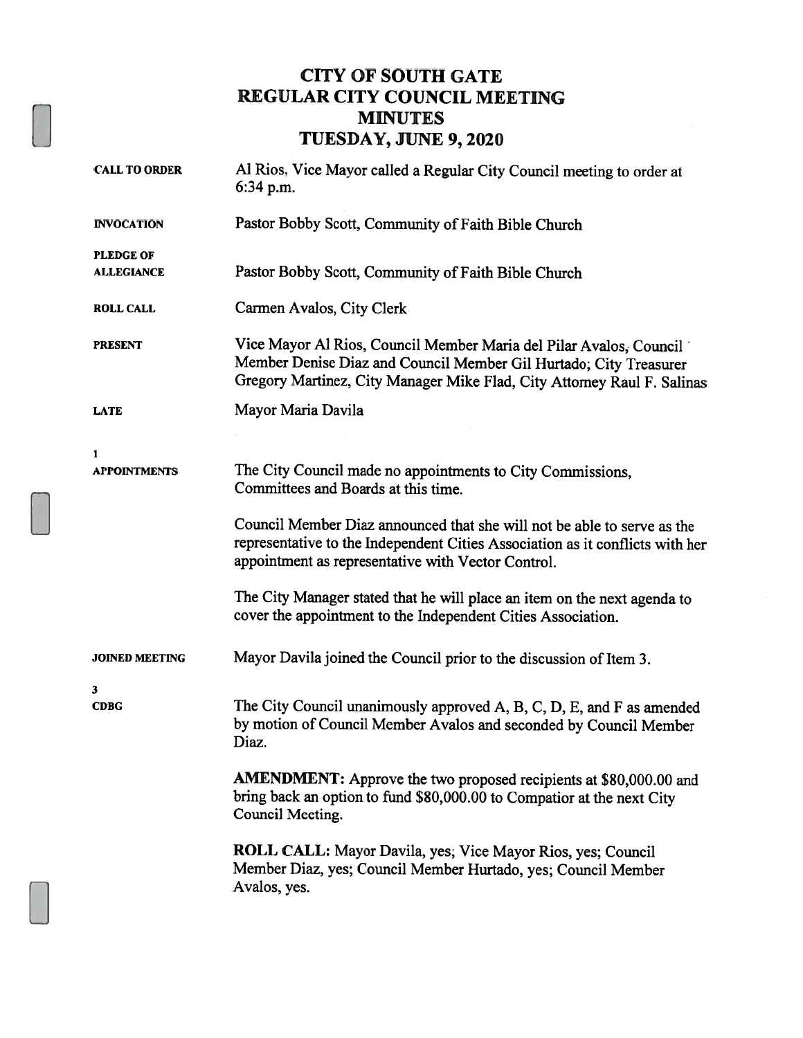# CITY OF SOUTH GATE
# REGULAR CITY COUNCIL MEETING
# MINUTES
# TUESDAY, JUNE 9, 2020

**CALL TO ORDER**
Al Rios, Vice Mayor called a Regular City Council meeting to order at 6:34 p.m.

**INVOCATION**
Pastor Bobby Scott, Community of Faith Bible Church

**PLEDGE OF ALLEGIANCE**
Pastor Bobby Scott, Community of Faith Bible Church

**ROLL CALL**
Carmen Avalos, City Clerk

**PRESENT**
Vice Mayor Al Rios, Council Member Maria del Pilar Avalos, Council Member Denise Diaz and Council Member Gil Hurtado; City Treasurer Gregory Martinez, City Manager Mike Flad, City Attorney Raul F. Salinas

**LATE**
Mayor Maria Davila

**1**
**APPOINTMENTS**
The City Council made no appointments to City Commissions, Committees and Boards at this time.

Council Member Diaz announced that she will not be able to serve as the representative to the Independent Cities Association as it conflicts with her appointment as representative with Vector Control.

The City Manager stated that he will place an item on the next agenda to cover the appointment to the Independent Cities Association.

**JOINED MEETING**
Mayor Davila joined the Council prior to the discussion of Item 3.

**3**
**CDBG**
The City Council unanimously approved A, B, C, D, E, and F as amended by motion of Council Member Avalos and seconded by Council Member Diaz.

**AMENDMENT:** Approve the two proposed recipients at $80,000.00 and bring back an option to fund $80,000.00 to Compatior at the next City Council Meeting.

**ROLL CALL:** Mayor Davila, yes; Vice Mayor Rios, yes; Council Member Diaz, yes; Council Member Hurtado, yes; Council Member Avalos, yes.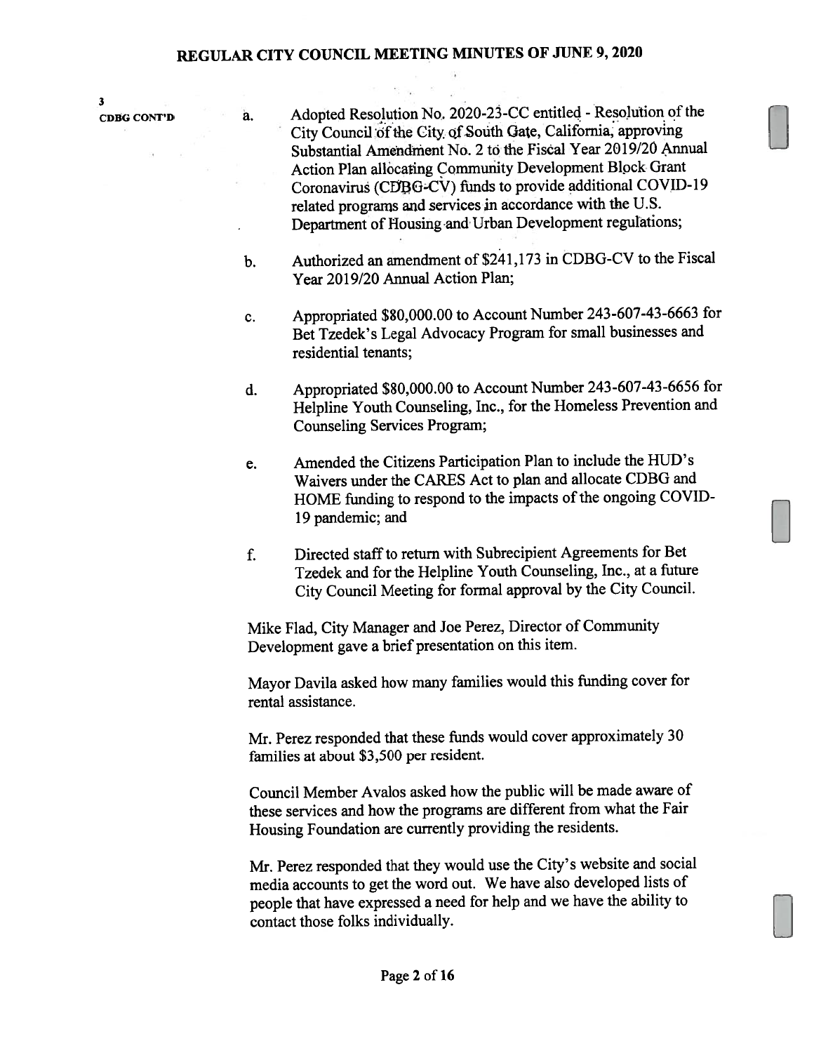3
CDBG CONT'D

a. Adopted Resolution No. 2020-23-CC entitled - Resolution of the City Council of the City of South Gate, California, approving Substantial Amendment No. 2 to the Fiscal Year 2019/20 Annual Action Plan allocating Community Development Block Grant Coronavirus (CDBG-CV) funds to provide additional COVID-19 related programs and services in accordance with the U.S. Department of Housing and Urban Development regulations;

b. Authorized an amendment of $241,173 in CDBG-CV to the Fiscal Year 2019/20 Annual Action Plan;

c. Appropriated $80,000.00 to Account Number 243-607-43-6663 for Bet Tzedek's Legal Advocacy Program for small businesses and residential tenants;

d. Appropriated $80,000.00 to Account Number 243-607-43-6656 for Helpline Youth Counseling, Inc., for the Homeless Prevention and Counseling Services Program;

e. Amended the Citizens Participation Plan to include the HUD's Waivers under the CARES Act to plan and allocate CDBG and HOME funding to respond to the impacts of the ongoing COVID-19 pandemic; and

f. Directed staff to return with Subrecipient Agreements for Bet Tzedek and for the Helpline Youth Counseling, Inc., at a future City Council Meeting for formal approval by the City Council.

Mike Flad, City Manager and Joe Perez, Director of Community Development gave a brief presentation on this item.

Mayor Davila asked how many families would this funding cover for rental assistance.

Mr. Perez responded that these funds would cover approximately 30 families at about $3,500 per resident.

Council Member Avalos asked how the public will be made aware of these services and how the programs are different from what the Fair Housing Foundation are currently providing the residents.

Mr. Perez responded that they would use the City's website and social media accounts to get the word out. We have also developed lists of people that have expressed a need for help and we have the ability to contact those folks individually.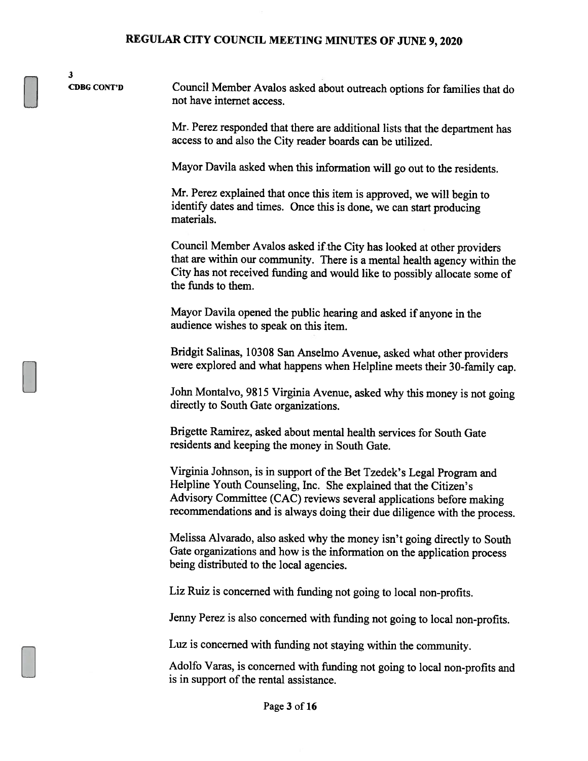**3**
**CDBG CONT'D**

Council Member Avalos asked about outreach options for families that do not have internet access.

Mr. Perez responded that there are additional lists that the department has access to and also the City reader boards can be utilized.

Mayor Davila asked when this information will go out to the residents.

Mr. Perez explained that once this item is approved, we will begin to identify dates and times. Once this is done, we can start producing materials.

Council Member Avalos asked if the City has looked at other providers that are within our community. There is a mental health agency within the City has not received funding and would like to possibly allocate some of the funds to them.

Mayor Davila opened the public hearing and asked if anyone in the audience wishes to speak on this item.

Bridgit Salinas, 10308 San Anselmo Avenue, asked what other providers were explored and what happens when Helpline meets their 30-family cap.

John Montalvo, 9815 Virginia Avenue, asked why this money is not going directly to South Gate organizations.

Brigette Ramirez, asked about mental health services for South Gate residents and keeping the money in South Gate.

Virginia Johnson, is in support of the Bet Tzedek's Legal Program and Helpline Youth Counseling, Inc. She explained that the Citizen's Advisory Committee (CAC) reviews several applications before making recommendations and is always doing their due diligence with the process.

Melissa Alvarado, also asked why the money isn't going directly to South Gate organizations and how is the information on the application process being distributed to the local agencies.

Liz Ruiz is concerned with funding not going to local non-profits.

Jenny Perez is also concerned with funding not going to local non-profits.

Luz is concerned with funding not staying within the community.

Adolfo Varas, is concerned with funding not going to local non-profits and is in support of the rental assistance.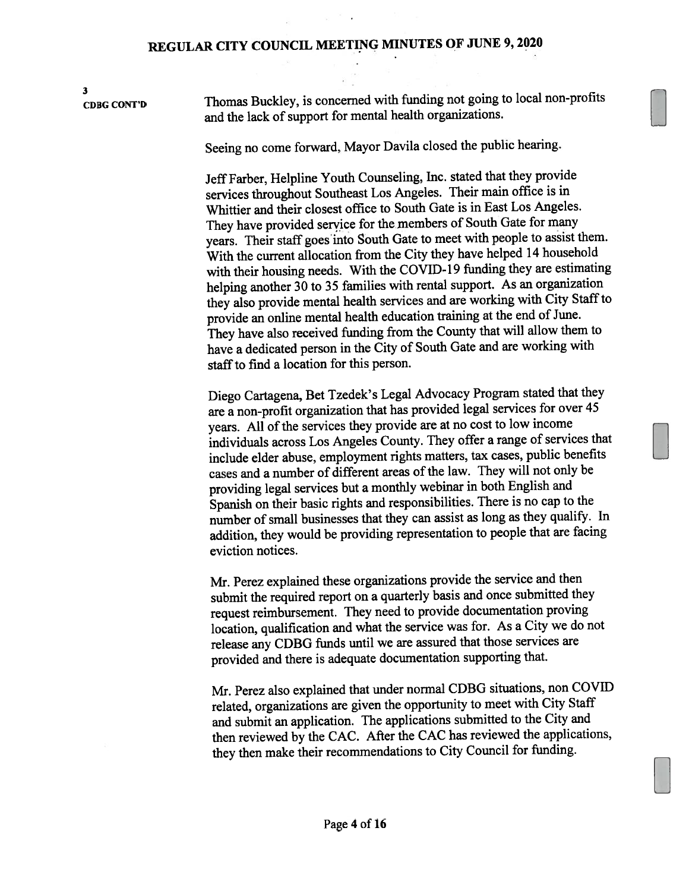**3**
**CDBG CONT'D**

Thomas Buckley, is concerned with funding not going to local non-profits and the lack of support for mental health organizations.

Seeing no come forward, Mayor Davila closed the public hearing.

Jeff Farber, Helpline Youth Counseling, Inc. stated that they provide services throughout Southeast Los Angeles. Their main office is in Whittier and their closest office to South Gate is in East Los Angeles. They have provided service for the members of South Gate for many years. Their staff goes into South Gate to meet with people to assist them. With the current allocation from the City they have helped 14 household with their housing needs. With the COVID-19 funding they are estimating helping another 30 to 35 families with rental support. As an organization they also provide mental health services and are working with City Staff to provide an online mental health education training at the end of June. They have also received funding from the County that will allow them to have a dedicated person in the City of South Gate and are working with staff to find a location for this person.

Diego Cartagena, Bet Tzedek's Legal Advocacy Program stated that they are a non-profit organization that has provided legal services for over 45 years. All of the services they provide are at no cost to low income individuals across Los Angeles County. They offer a range of services that include elder abuse, employment rights matters, tax cases, public benefits cases and a number of different areas of the law. They will not only be providing legal services but a monthly webinar in both English and Spanish on their basic rights and responsibilities. There is no cap to the number of small businesses that they can assist as long as they qualify. In addition, they would be providing representation to people that are facing eviction notices.

Mr. Perez explained these organizations provide the service and then submit the required report on a quarterly basis and once submitted they request reimbursement. They need to provide documentation proving location, qualification and what the service was for. As a City we do not release any CDBG funds until we are assured that those services are provided and there is adequate documentation supporting that.

Mr. Perez also explained that under normal CDBG situations, non COVID related, organizations are given the opportunity to meet with City Staff and submit an application. The applications submitted to the City and then reviewed by the CAC. After the CAC has reviewed the applications, they then make their recommendations to City Council for funding.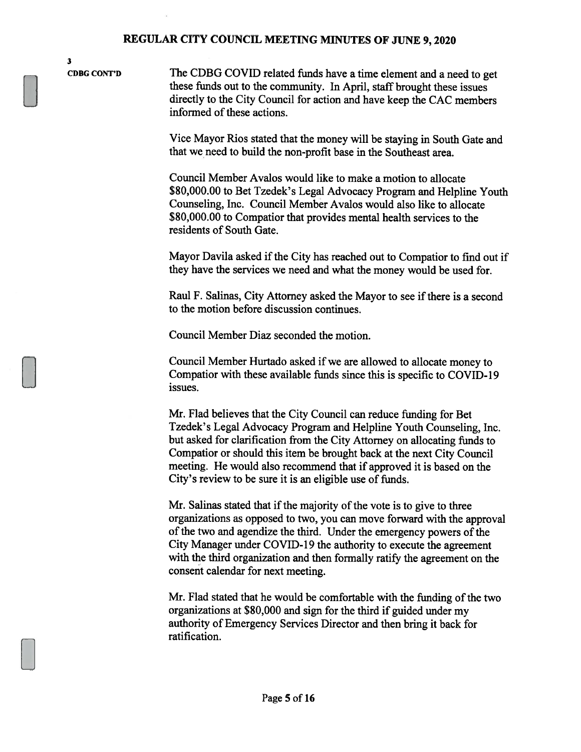3

**CDBG CONT'D**

The CDBG COVID related funds have a time element and a need to get these funds out to the community. In April, staff brought these issues directly to the City Council for action and have keep the CAC members informed of these actions.

Vice Mayor Rios stated that the money will be staying in South Gate and that we need to build the non-profit base in the Southeast area.

Council Member Avalos would like to make a motion to allocate $80,000.00 to Bet Tzedek's Legal Advocacy Program and Helpline Youth Counseling, Inc. Council Member Avalos would also like to allocate $80,000.00 to Compatior that provides mental health services to the residents of South Gate.

Mayor Davila asked if the City has reached out to Compatior to find out if they have the services we need and what the money would be used for.

Raul F. Salinas, City Attorney asked the Mayor to see if there is a second to the motion before discussion continues.

Council Member Diaz seconded the motion.

Council Member Hurtado asked if we are allowed to allocate money to Compatior with these available funds since this is specific to COVID-19 issues.

Mr. Flad believes that the City Council can reduce funding for Bet Tzedek's Legal Advocacy Program and Helpline Youth Counseling, Inc. but asked for clarification from the City Attorney on allocating funds to Compatior or should this item be brought back at the next City Council meeting. He would also recommend that if approved it is based on the City's review to be sure it is an eligible use of funds.

Mr. Salinas stated that if the majority of the vote is to give to three organizations as opposed to two, you can move forward with the approval of the two and agendize the third. Under the emergency powers of the City Manager under COVID-19 the authority to execute the agreement with the third organization and then formally ratify the agreement on the consent calendar for next meeting.

Mr. Flad stated that he would be comfortable with the funding of the two organizations at $80,000 and sign for the third if guided under my authority of Emergency Services Director and then bring it back for ratification.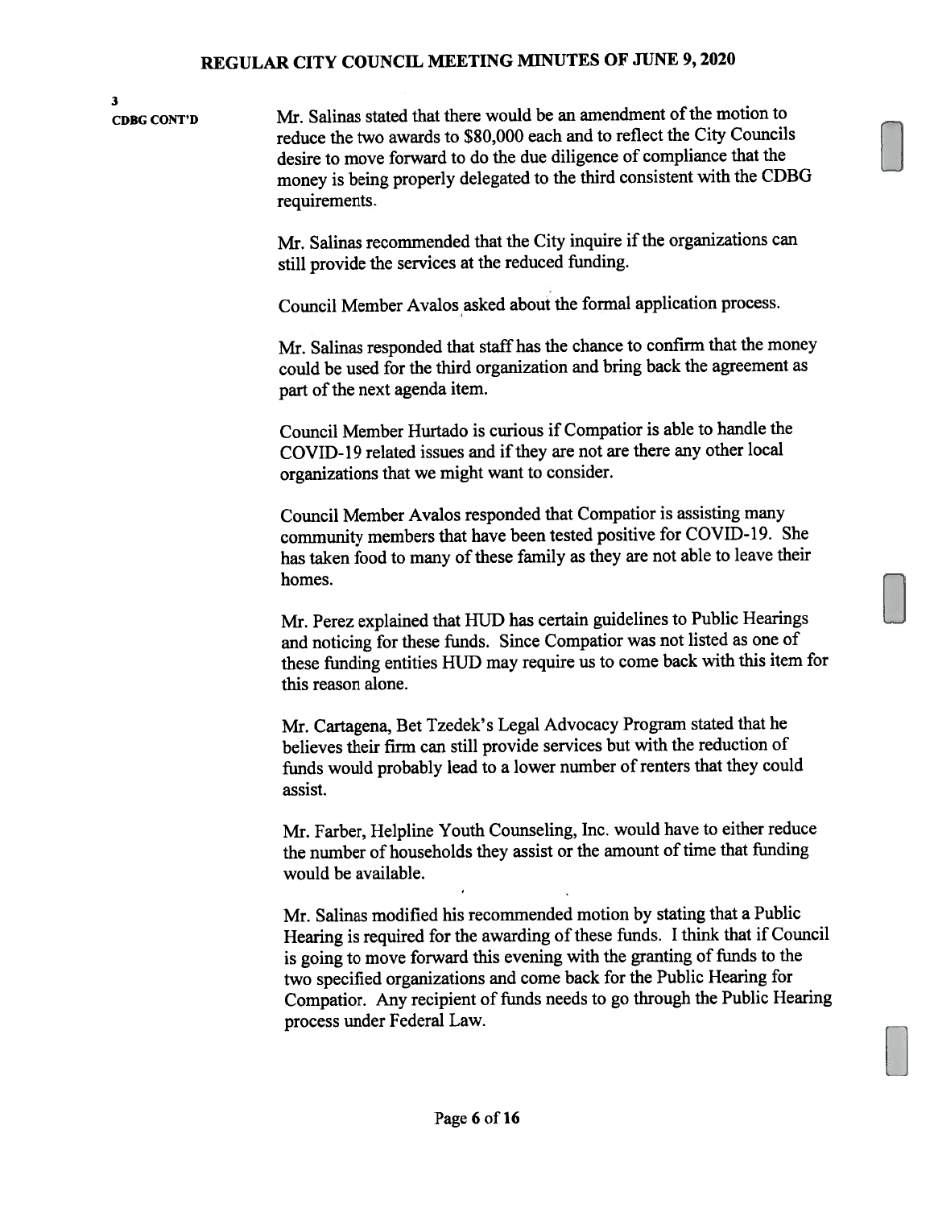**3**
**CDBG CONT'D**

Mr. Salinas stated that there would be an amendment of the motion to reduce the two awards to $80,000 each and to reflect the City Councils desire to move forward to do the due diligence of compliance that the money is being properly delegated to the third consistent with the CDBG requirements.

Mr. Salinas recommended that the City inquire if the organizations can still provide the services at the reduced funding.

Council Member Avalos asked about the formal application process.

Mr. Salinas responded that staff has the chance to confirm that the money could be used for the third organization and bring back the agreement as part of the next agenda item.

Council Member Hurtado is curious if Compatior is able to handle the COVID-19 related issues and if they are not are there any other local organizations that we might want to consider.

Council Member Avalos responded that Compatior is assisting many community members that have been tested positive for COVID-19. She has taken food to many of these family as they are not able to leave their homes.

Mr. Perez explained that HUD has certain guidelines to Public Hearings and noticing for these funds. Since Compatior was not listed as one of these funding entities HUD may require us to come back with this item for this reason alone.

Mr. Cartagena, Bet Tzedek's Legal Advocacy Program stated that he believes their firm can still provide services but with the reduction of funds would probably lead to a lower number of renters that they could assist.

Mr. Farber, Helpline Youth Counseling, Inc. would have to either reduce the number of households they assist or the amount of time that funding would be available.

Mr. Salinas modified his recommended motion by stating that a Public Hearing is required for the awarding of these funds. I think that if Council is going to move forward this evening with the granting of funds to the two specified organizations and come back for the Public Hearing for Compatior. Any recipient of funds needs to go through the Public Hearing process under Federal Law.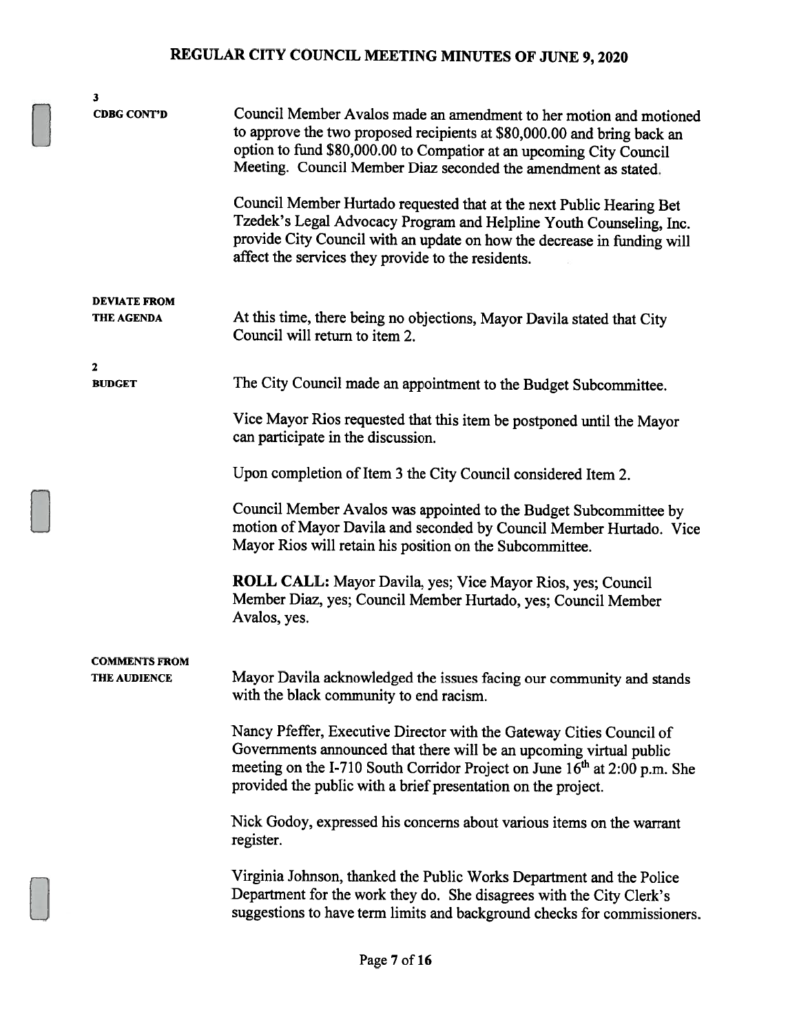**3**
**CDBG CONT'D**

Council Member Avalos made an amendment to her motion and motioned to approve the two proposed recipients at $80,000.00 and bring back an option to fund $80,000.00 to Compatior at an upcoming City Council Meeting. Council Member Diaz seconded the amendment as stated.

Council Member Hurtado requested that at the next Public Hearing Bet Tzedek's Legal Advocacy Program and Helpline Youth Counseling, Inc. provide City Council with an update on how the decrease in funding will affect the services they provide to the residents.

**DEVIATE FROM THE AGENDA**

At this time, there being no objections, Mayor Davila stated that City Council will return to item 2.

**2**
**BUDGET**

The City Council made an appointment to the Budget Subcommittee.

Vice Mayor Rios requested that this item be postponed until the Mayor can participate in the discussion.

Upon completion of Item 3 the City Council considered Item 2.

Council Member Avalos was appointed to the Budget Subcommittee by motion of Mayor Davila and seconded by Council Member Hurtado. Vice Mayor Rios will retain his position on the Subcommittee.

**ROLL CALL:** Mayor Davila, yes; Vice Mayor Rios, yes; Council Member Diaz, yes; Council Member Hurtado, yes; Council Member Avalos, yes.

**COMMENTS FROM THE AUDIENCE**

Mayor Davila acknowledged the issues facing our community and stands with the black community to end racism.

Nancy Pfeffer, Executive Director with the Gateway Cities Council of Governments announced that there will be an upcoming virtual public meeting on the I-710 South Corridor Project on June 16th at 2:00 p.m. She provided the public with a brief presentation on the project.

Nick Godoy, expressed his concerns about various items on the warrant register.

Virginia Johnson, thanked the Public Works Department and the Police Department for the work they do. She disagrees with the City Clerk's suggestions to have term limits and background checks for commissioners.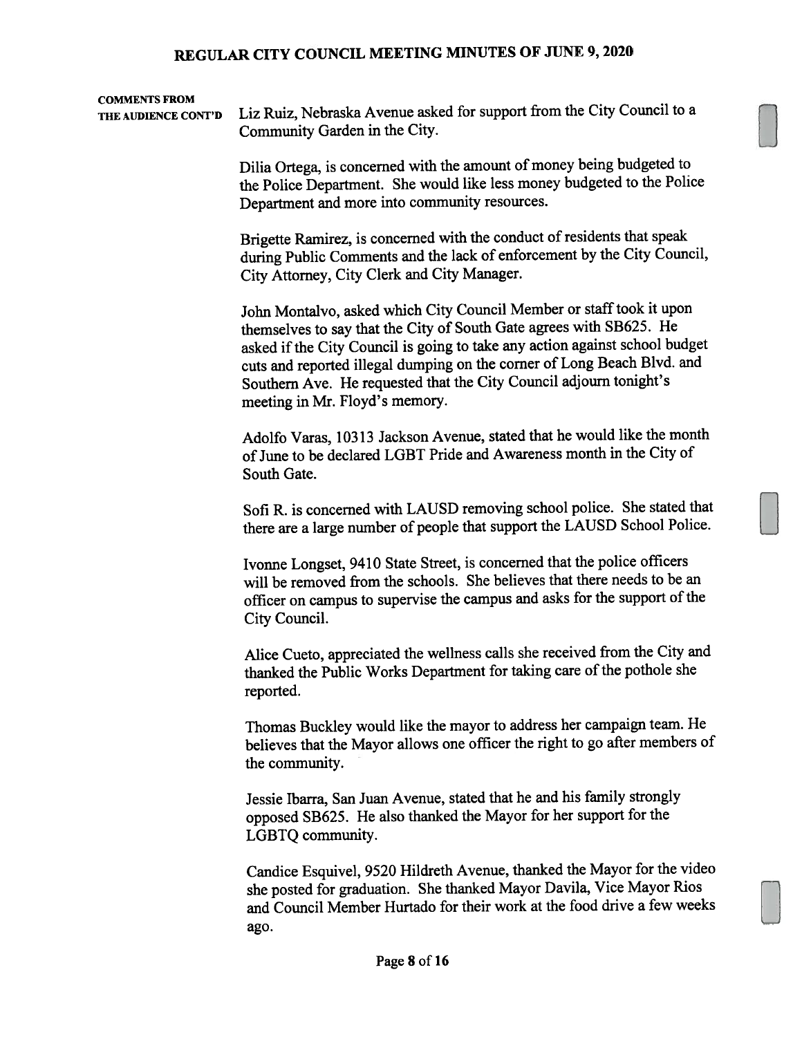**COMMENTS FROM THE AUDIENCE CONT'D**

Liz Ruiz, Nebraska Avenue asked for support from the City Council to a Community Garden in the City.

Dilia Ortega, is concerned with the amount of money being budgeted to the Police Department. She would like less money budgeted to the Police Department and more into community resources.

Brigette Ramirez, is concerned with the conduct of residents that speak during Public Comments and the lack of enforcement by the City Council, City Attorney, City Clerk and City Manager.

John Montalvo, asked which City Council Member or staff took it upon themselves to say that the City of South Gate agrees with SB625. He asked if the City Council is going to take any action against school budget cuts and reported illegal dumping on the corner of Long Beach Blvd. and Southern Ave. He requested that the City Council adjourn tonight's meeting in Mr. Floyd's memory.

Adolfo Varas, 10313 Jackson Avenue, stated that he would like the month of June to be declared LGBT Pride and Awareness month in the City of South Gate.

Sofi R. is concerned with LAUSD removing school police. She stated that there are a large number of people that support the LAUSD School Police.

Ivonne Longset, 9410 State Street, is concerned that the police officers will be removed from the schools. She believes that there needs to be an officer on campus to supervise the campus and asks for the support of the City Council.

Alice Cueto, appreciated the wellness calls she received from the City and thanked the Public Works Department for taking care of the pothole she reported.

Thomas Buckley would like the mayor to address her campaign team. He believes that the Mayor allows one officer the right to go after members of the community.

Jessie Ibarra, San Juan Avenue, stated that he and his family strongly opposed SB625. He also thanked the Mayor for her support for the LGBTQ community.

Candice Esquivel, 9520 Hildreth Avenue, thanked the Mayor for the video she posted for graduation. She thanked Mayor Davila, Vice Mayor Rios and Council Member Hurtado for their work at the food drive a few weeks ago.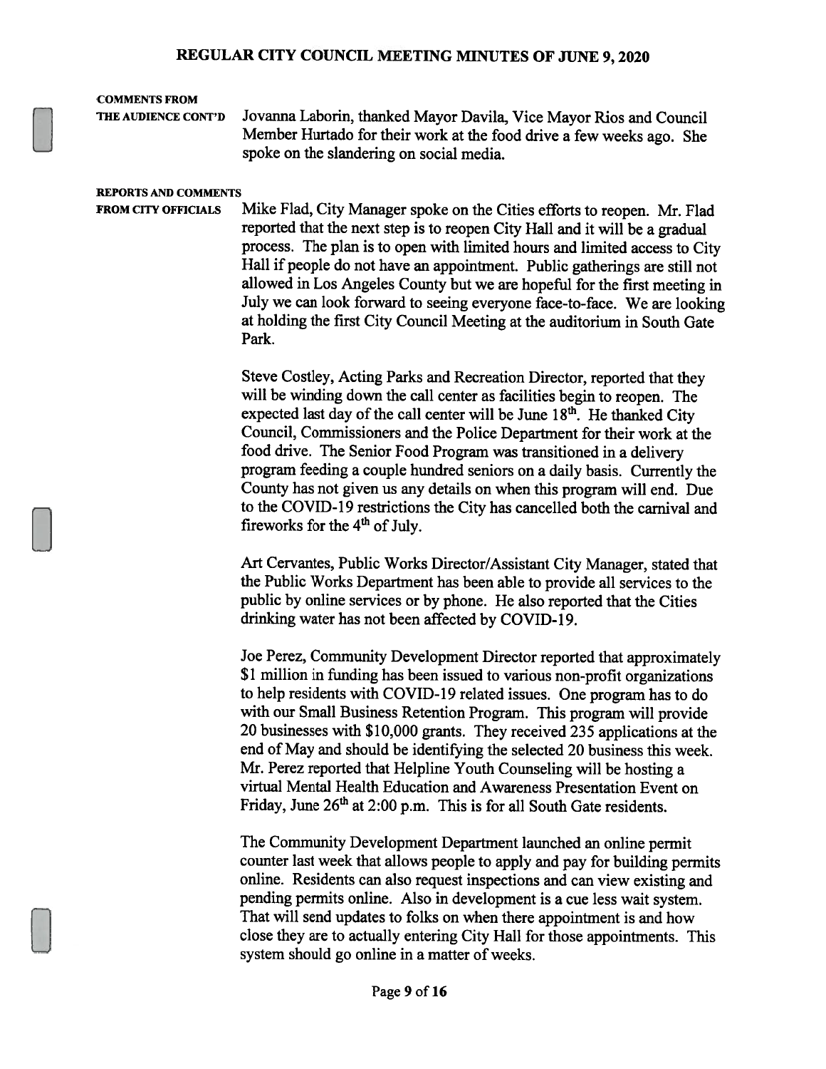**COMMENTS FROM THE AUDIENCE CONT'D**

Jovanna Laborin, thanked Mayor Davila, Vice Mayor Rios and Council Member Hurtado for their work at the food drive a few weeks ago. She spoke on the slandering on social media.

**REPORTS AND COMMENTS FROM CITY OFFICIALS**

Mike Flad, City Manager spoke on the Cities efforts to reopen. Mr. Flad reported that the next step is to reopen City Hall and it will be a gradual process. The plan is to open with limited hours and limited access to City Hall if people do not have an appointment. Public gatherings are still not allowed in Los Angeles County but we are hopeful for the first meeting in July we can look forward to seeing everyone face-to-face. We are looking at holding the first City Council Meeting at the auditorium in South Gate Park.

Steve Costley, Acting Parks and Recreation Director, reported that they will be winding down the call center as facilities begin to reopen. The expected last day of the call center will be June 18th. He thanked City Council, Commissioners and the Police Department for their work at the food drive. The Senior Food Program was transitioned in a delivery program feeding a couple hundred seniors on a daily basis. Currently the County has not given us any details on when this program will end. Due to the COVID-19 restrictions the City has cancelled both the carnival and fireworks for the 4th of July.

Art Cervantes, Public Works Director/Assistant City Manager, stated that the Public Works Department has been able to provide all services to the public by online services or by phone. He also reported that the Cities drinking water has not been affected by COVID-19.

Joe Perez, Community Development Director reported that approximately $1 million in funding has been issued to various non-profit organizations to help residents with COVID-19 related issues. One program has to do with our Small Business Retention Program. This program will provide 20 businesses with $10,000 grants. They received 235 applications at the end of May and should be identifying the selected 20 business this week. Mr. Perez reported that Helpline Youth Counseling will be hosting a virtual Mental Health Education and Awareness Presentation Event on Friday, June 26th at 2:00 p.m. This is for all South Gate residents.

The Community Development Department launched an online permit counter last week that allows people to apply and pay for building permits online. Residents can also request inspections and can view existing and pending permits online. Also in development is a cue less wait system. That will send updates to folks on when there appointment is and how close they are to actually entering City Hall for those appointments. This system should go online in a matter of weeks.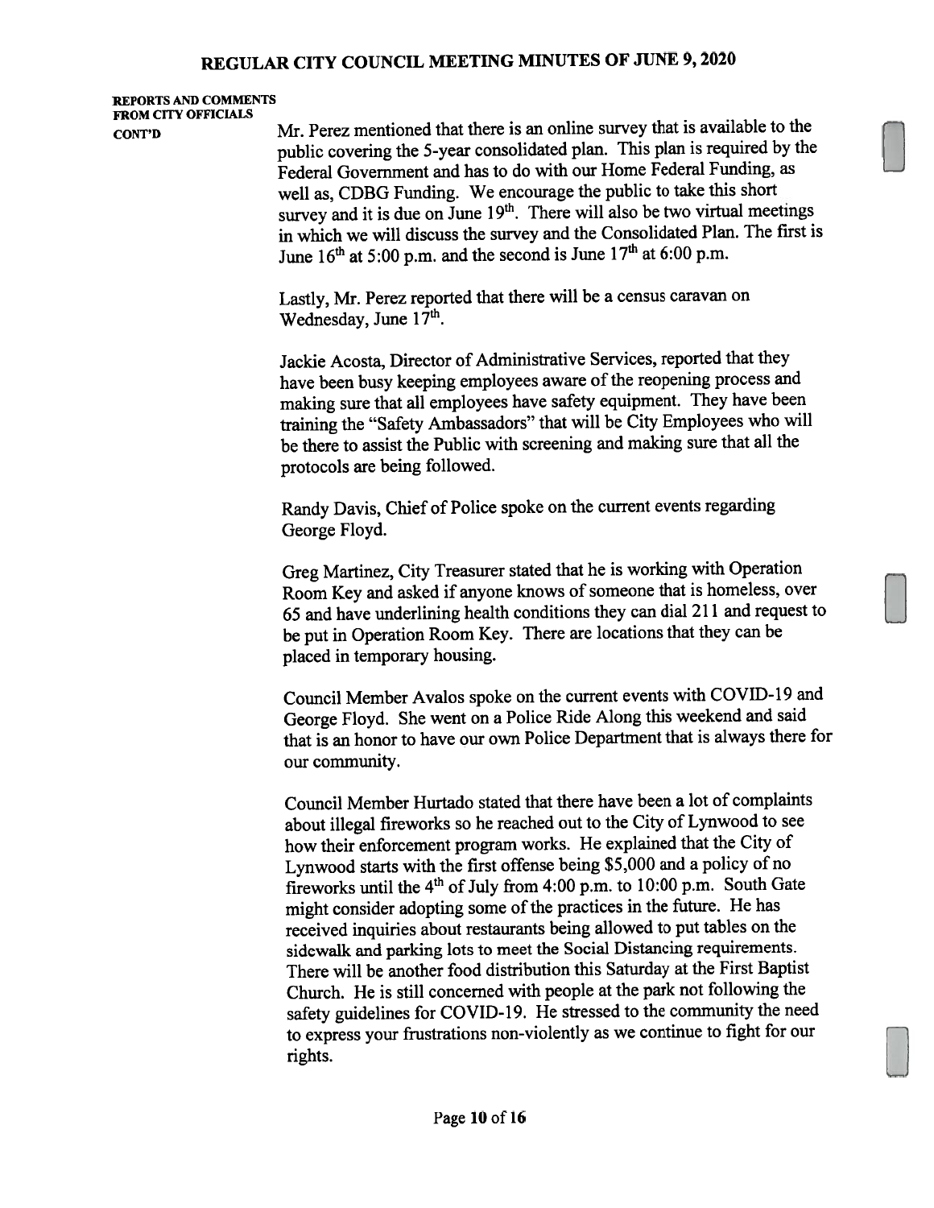**REPORTS AND COMMENTS FROM CITY OFFICIALS CONT'D**

Mr. Perez mentioned that there is an online survey that is available to the public covering the 5-year consolidated plan. This plan is required by the Federal Government and has to do with our Home Federal Funding, as well as, CDBG Funding. We encourage the public to take this short survey and it is due on June 19th. There will also be two virtual meetings in which we will discuss the survey and the Consolidated Plan. The first is June 16th at 5:00 p.m. and the second is June 17th at 6:00 p.m.

Lastly, Mr. Perez reported that there will be a census caravan on Wednesday, June 17th.

Jackie Acosta, Director of Administrative Services, reported that they have been busy keeping employees aware of the reopening process and making sure that all employees have safety equipment. They have been training the "Safety Ambassadors" that will be City Employees who will be there to assist the Public with screening and making sure that all the protocols are being followed.

Randy Davis, Chief of Police spoke on the current events regarding George Floyd.

Greg Martinez, City Treasurer stated that he is working with Operation Room Key and asked if anyone knows of someone that is homeless, over 65 and have underlining health conditions they can dial 211 and request to be put in Operation Room Key. There are locations that they can be placed in temporary housing.

Council Member Avalos spoke on the current events with COVID-19 and George Floyd. She went on a Police Ride Along this weekend and said that is an honor to have our own Police Department that is always there for our community.

Council Member Hurtado stated that there have been a lot of complaints about illegal fireworks so he reached out to the City of Lynwood to see how their enforcement program works. He explained that the City of Lynwood starts with the first offense being $5,000 and a policy of no fireworks until the 4th of July from 4:00 p.m. to 10:00 p.m. South Gate might consider adopting some of the practices in the future. He has received inquiries about restaurants being allowed to put tables on the sidewalk and parking lots to meet the Social Distancing requirements. There will be another food distribution this Saturday at the First Baptist Church. He is still concerned with people at the park not following the safety guidelines for COVID-19. He stressed to the community the need to express your frustrations non-violently as we continue to fight for our rights.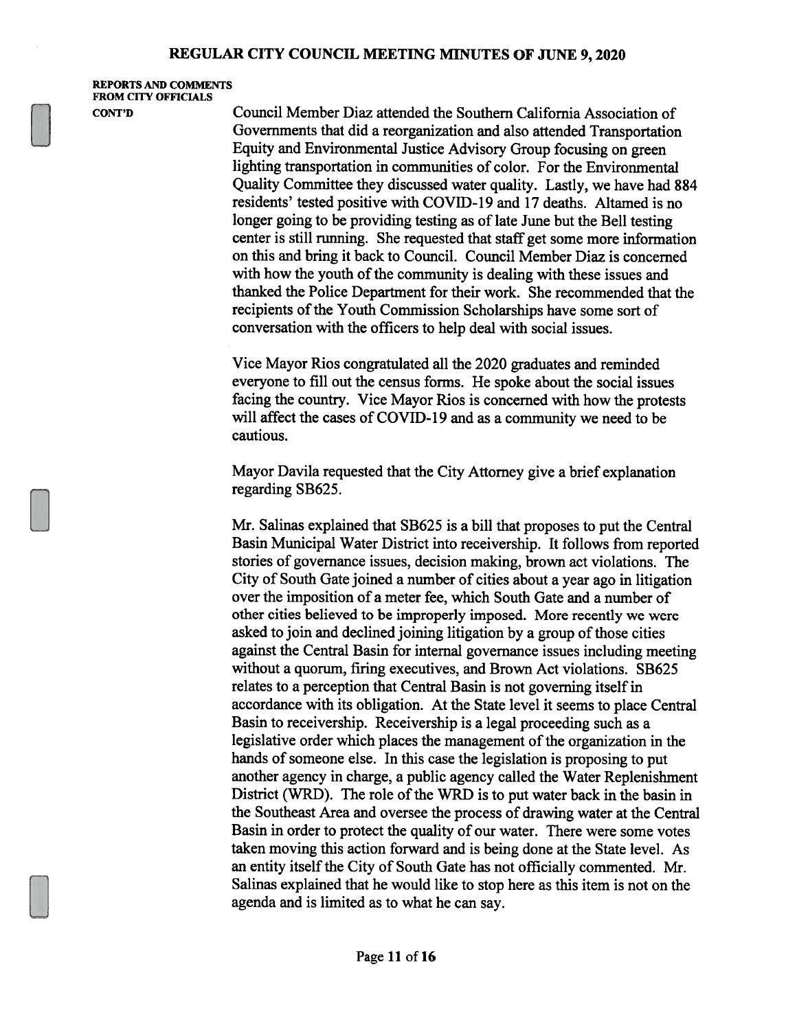**REPORTS AND COMMENTS FROM CITY OFFICIALS CONT'D**

Council Member Diaz attended the Southern California Association of Governments that did a reorganization and also attended Transportation Equity and Environmental Justice Advisory Group focusing on green lighting transportation in communities of color. For the Environmental Quality Committee they discussed water quality. Lastly, we have had 884 residents' tested positive with COVID-19 and 17 deaths. Altamed is no longer going to be providing testing as of late June but the Bell testing center is still running. She requested that staff get some more information on this and bring it back to Council. Council Member Diaz is concerned with how the youth of the community is dealing with these issues and thanked the Police Department for their work. She recommended that the recipients of the Youth Commission Scholarships have some sort of conversation with the officers to help deal with social issues.

Vice Mayor Rios congratulated all the 2020 graduates and reminded everyone to fill out the census forms. He spoke about the social issues facing the country. Vice Mayor Rios is concerned with how the protests will affect the cases of COVID-19 and as a community we need to be cautious.

Mayor Davila requested that the City Attorney give a brief explanation regarding SB625.

Mr. Salinas explained that SB625 is a bill that proposes to put the Central Basin Municipal Water District into receivership. It follows from reported stories of governance issues, decision making, brown act violations. The City of South Gate joined a number of cities about a year ago in litigation over the imposition of a meter fee, which South Gate and a number of other cities believed to be improperly imposed. More recently we were asked to join and declined joining litigation by a group of those cities against the Central Basin for internal governance issues including meeting without a quorum, firing executives, and Brown Act violations. SB625 relates to a perception that Central Basin is not governing itself in accordance with its obligation. At the State level it seems to place Central Basin to receivership. Receivership is a legal proceeding such as a legislative order which places the management of the organization in the hands of someone else. In this case the legislation is proposing to put another agency in charge, a public agency called the Water Replenishment District (WRD). The role of the WRD is to put water back in the basin in the Southeast Area and oversee the process of drawing water at the Central Basin in order to protect the quality of our water. There were some votes taken moving this action forward and is being done at the State level. As an entity itself the City of South Gate has not officially commented. Mr. Salinas explained that he would like to stop here as this item is not on the agenda and is limited as to what he can say.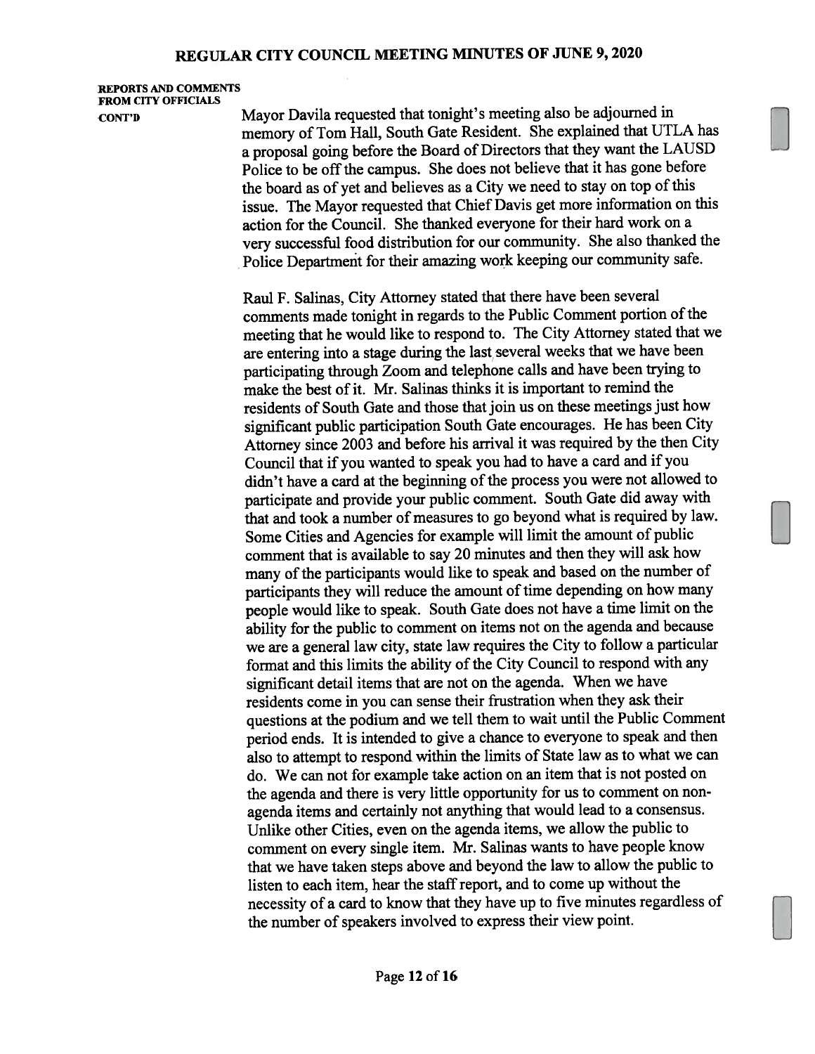**REPORTS AND COMMENTS FROM CITY OFFICIALS CONT'D**

Mayor Davila requested that tonight's meeting also be adjourned in memory of Tom Hall, South Gate Resident. She explained that UTLA has a proposal going before the Board of Directors that they want the LAUSD Police to be off the campus. She does not believe that it has gone before the board as of yet and believes as a City we need to stay on top of this issue. The Mayor requested that Chief Davis get more information on this action for the Council. She thanked everyone for their hard work on a very successful food distribution for our community. She also thanked the Police Department for their amazing work keeping our community safe.

Raul F. Salinas, City Attorney stated that there have been several comments made tonight in regards to the Public Comment portion of the meeting that he would like to respond to. The City Attorney stated that we are entering into a stage during the last several weeks that we have been participating through Zoom and telephone calls and have been trying to make the best of it. Mr. Salinas thinks it is important to remind the residents of South Gate and those that join us on these meetings just how significant public participation South Gate encourages. He has been City Attorney since 2003 and before his arrival it was required by the then City Council that if you wanted to speak you had to have a card and if you didn't have a card at the beginning of the process you were not allowed to participate and provide your public comment. South Gate did away with that and took a number of measures to go beyond what is required by law. Some Cities and Agencies for example will limit the amount of public comment that is available to say 20 minutes and then they will ask how many of the participants would like to speak and based on the number of participants they will reduce the amount of time depending on how many people would like to speak. South Gate does not have a time limit on the ability for the public to comment on items not on the agenda and because we are a general law city, state law requires the City to follow a particular format and this limits the ability of the City Council to respond with any significant detail items that are not on the agenda. When we have residents come in you can sense their frustration when they ask their questions at the podium and we tell them to wait until the Public Comment period ends. It is intended to give a chance to everyone to speak and then also to attempt to respond within the limits of State law as to what we can do. We can not for example take action on an item that is not posted on the agenda and there is very little opportunity for us to comment on non-agenda items and certainly not anything that would lead to a consensus. Unlike other Cities, even on the agenda items, we allow the public to comment on every single item. Mr. Salinas wants to have people know that we have taken steps above and beyond the law to allow the public to listen to each item, hear the staff report, and to come up without the necessity of a card to know that they have up to five minutes regardless of the number of speakers involved to express their view point.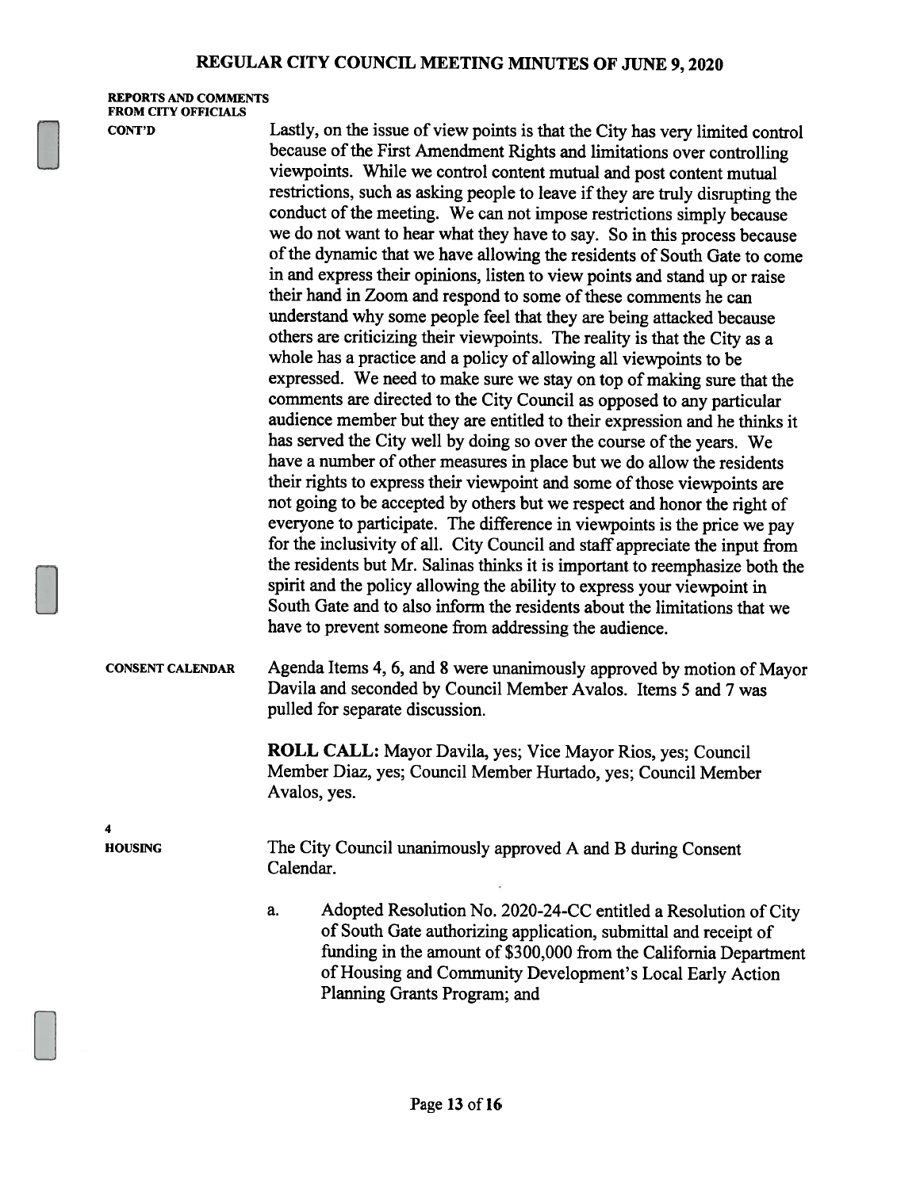**REPORTS AND COMMENTS FROM CITY OFFICIALS**
**CONT'D**

Lastly, on the issue of view points is that the City has very limited control because of the First Amendment Rights and limitations over controlling viewpoints. While we control content mutual and post content mutual restrictions, such as asking people to leave if they are truly disrupting the conduct of the meeting. We can not impose restrictions simply because we do not want to hear what they have to say. So in this process because of the dynamic that we have allowing the residents of South Gate to come in and express their opinions, listen to view points and stand up or raise their hand in Zoom and respond to some of these comments he can understand why some people feel that they are being attacked because others are criticizing their viewpoints. The reality is that the City as a whole has a practice and a policy of allowing all viewpoints to be expressed. We need to make sure we stay on top of making sure that the comments are directed to the City Council as opposed to any particular audience member but they are entitled to their expression and he thinks it has served the City well by doing so over the course of the years. We have a number of other measures in place but we do allow the residents their rights to express their viewpoint and some of those viewpoints are not going to be accepted by others but we respect and honor the right of everyone to participate. The difference in viewpoints is the price we pay for the inclusivity of all. City Council and staff appreciate the input from the residents but Mr. Salinas thinks it is important to reemphasize both the spirit and the policy allowing the ability to express your viewpoint in South Gate and to also inform the residents about the limitations that we have to prevent someone from addressing the audience.

**CONSENT CALENDAR**

Agenda Items 4, 6, and 8 were unanimously approved by motion of Mayor Davila and seconded by Council Member Avalos. Items 5 and 7 was pulled for separate discussion.

**ROLL CALL:** Mayor Davila, yes; Vice Mayor Rios, yes; Council Member Diaz, yes; Council Member Hurtado, yes; Council Member Avalos, yes.

**4**
**HOUSING**

The City Council unanimously approved A and B during Consent Calendar.

a. Adopted Resolution No. 2020-24-CC entitled a Resolution of City of South Gate authorizing application, submittal and receipt of funding in the amount of $300,000 from the California Department of Housing and Community Development's Local Early Action Planning Grants Program; and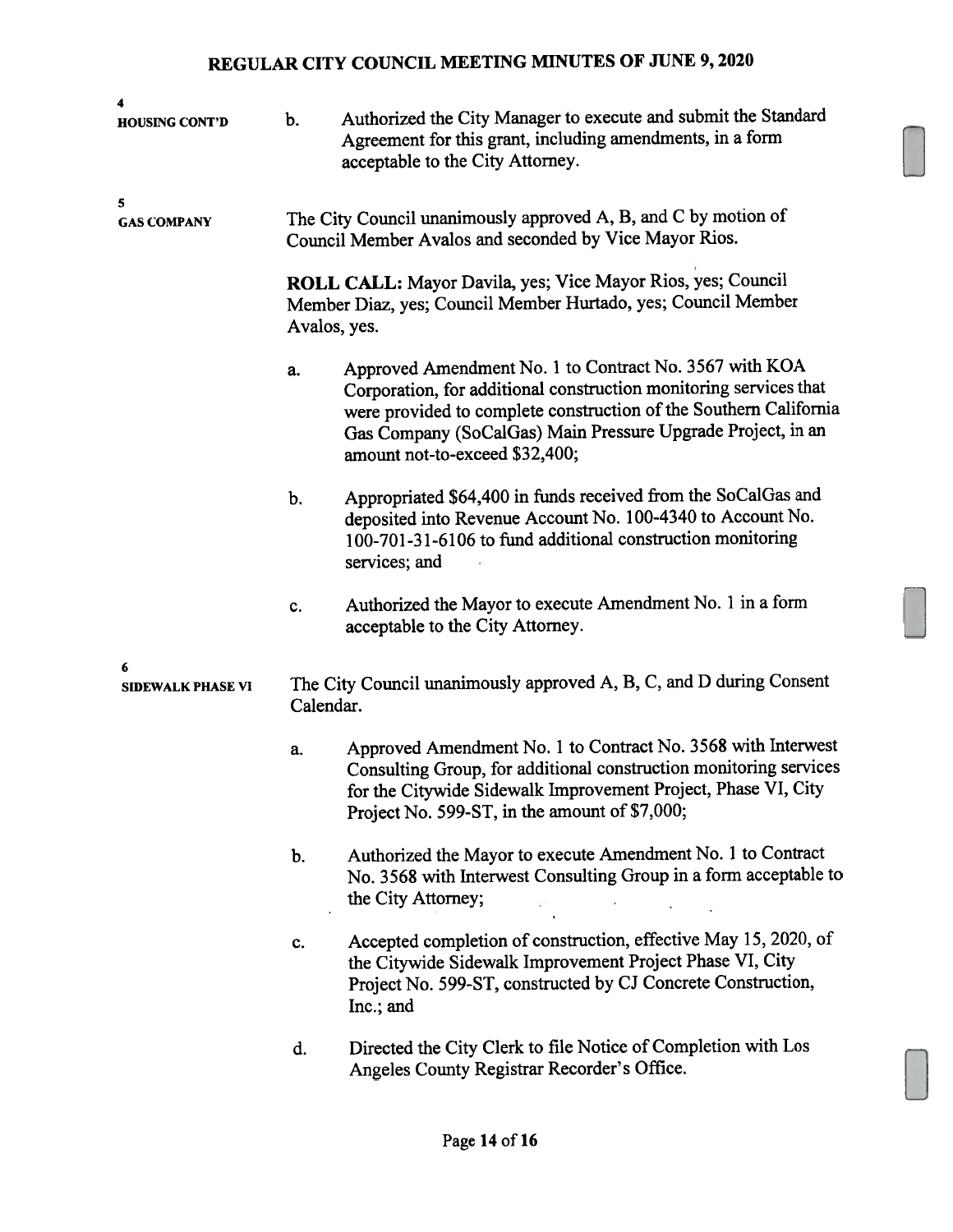**4**
**HOUSING CONT'D**

b. Authorized the City Manager to execute and submit the Standard Agreement for this grant, including amendments, in a form acceptable to the City Attorney.

**5**
**GAS COMPANY**

The City Council unanimously approved A, B, and C by motion of Council Member Avalos and seconded by Vice Mayor Rios.

**ROLL CALL:** Mayor Davila, yes; Vice Mayor Rios, yes; Council Member Diaz, yes; Council Member Hurtado, yes; Council Member Avalos, yes.

a. Approved Amendment No. 1 to Contract No. 3567 with KOA Corporation, for additional construction monitoring services that were provided to complete construction of the Southern California Gas Company (SoCalGas) Main Pressure Upgrade Project, in an amount not-to-exceed $32,400;

b. Appropriated $64,400 in funds received from the SoCalGas and deposited into Revenue Account No. 100-4340 to Account No. 100-701-31-6106 to fund additional construction monitoring services; and

c. Authorized the Mayor to execute Amendment No. 1 in a form acceptable to the City Attorney.

**6**
**SIDEWALK PHASE VI**

The City Council unanimously approved A, B, C, and D during Consent Calendar.

a. Approved Amendment No. 1 to Contract No. 3568 with Interwest Consulting Group, for additional construction monitoring services for the Citywide Sidewalk Improvement Project, Phase VI, City Project No. 599-ST, in the amount of $7,000;

b. Authorized the Mayor to execute Amendment No. 1 to Contract No. 3568 with Interwest Consulting Group in a form acceptable to the City Attorney;

c. Accepted completion of construction, effective May 15, 2020, of the Citywide Sidewalk Improvement Project Phase VI, City Project No. 599-ST, constructed by CJ Concrete Construction, Inc.; and

d. Directed the City Clerk to file Notice of Completion with Los Angeles County Registrar Recorder's Office.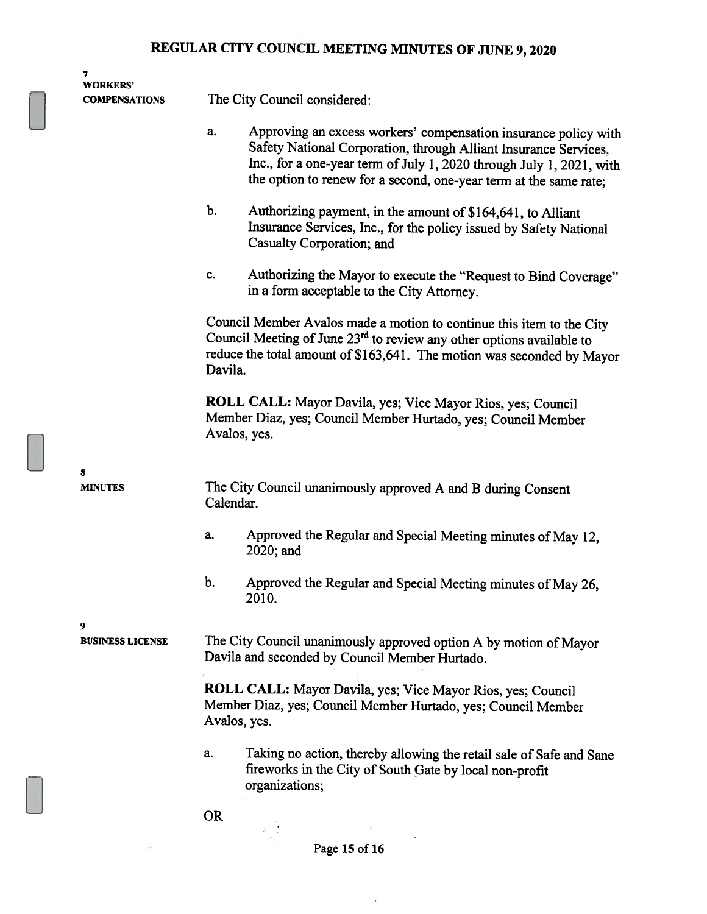**7**
**WORKERS' COMPENSATIONS**

The City Council considered:

a. Approving an excess workers' compensation insurance policy with Safety National Corporation, through Alliant Insurance Services, Inc., for a one-year term of July 1, 2020 through July 1, 2021, with the option to renew for a second, one-year term at the same rate;

b. Authorizing payment, in the amount of $164,641, to Alliant Insurance Services, Inc., for the policy issued by Safety National Casualty Corporation; and

c. Authorizing the Mayor to execute the "Request to Bind Coverage" in a form acceptable to the City Attorney.

Council Member Avalos made a motion to continue this item to the City Council Meeting of June 23rd to review any other options available to reduce the total amount of $163,641. The motion was seconded by Mayor Davila.

**ROLL CALL:** Mayor Davila, yes; Vice Mayor Rios, yes; Council Member Diaz, yes; Council Member Hurtado, yes; Council Member Avalos, yes.

**8**
**MINUTES**

The City Council unanimously approved A and B during Consent Calendar.

a. Approved the Regular and Special Meeting minutes of May 12, 2020; and

b. Approved the Regular and Special Meeting minutes of May 26, 2010.

**9**
**BUSINESS LICENSE**

The City Council unanimously approved option A by motion of Mayor Davila and seconded by Council Member Hurtado.

**ROLL CALL:** Mayor Davila, yes; Vice Mayor Rios, yes; Council Member Diaz, yes; Council Member Hurtado, yes; Council Member Avalos, yes.

a. Taking no action, thereby allowing the retail sale of Safe and Sane fireworks in the City of South Gate by local non-profit organizations;

OR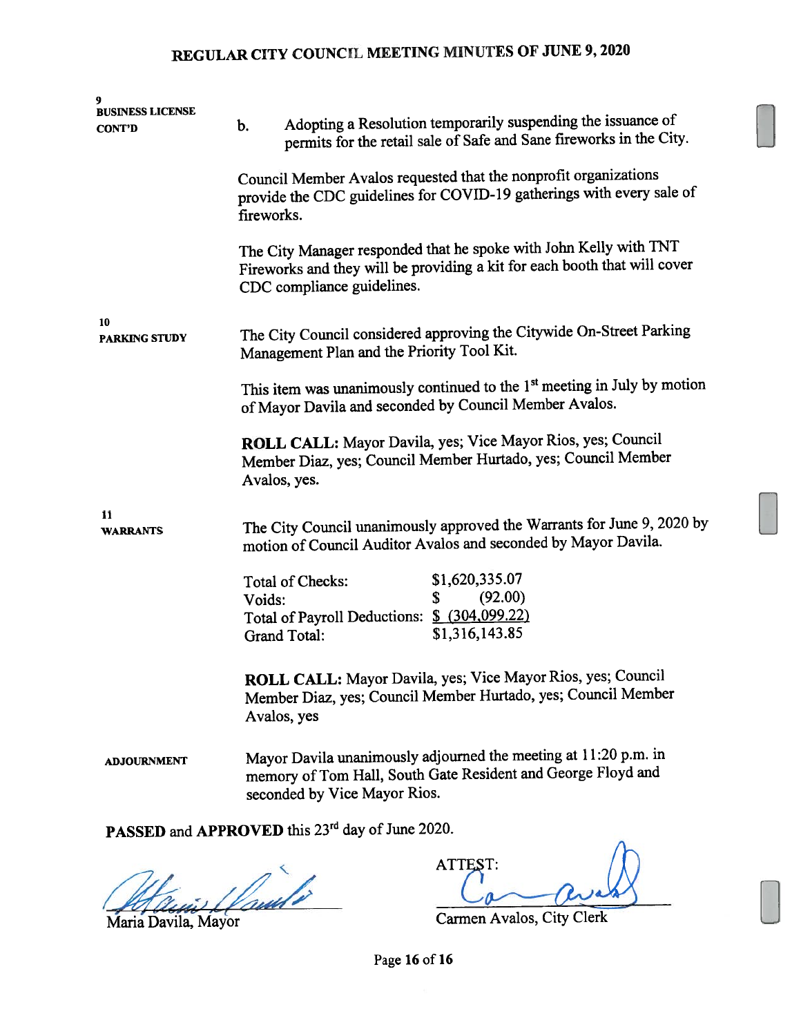**9**
**BUSINESS LICENSE CONT'D**

b. Adopting a Resolution temporarily suspending the issuance of permits for the retail sale of Safe and Sane fireworks in the City.

Council Member Avalos requested that the nonprofit organizations provide the CDC guidelines for COVID-19 gatherings with every sale of fireworks.

The City Manager responded that he spoke with John Kelly with TNT Fireworks and they will be providing a kit for each booth that will cover CDC compliance guidelines.

**10**
**PARKING STUDY**

The City Council considered approving the Citywide On-Street Parking Management Plan and the Priority Tool Kit.

This item was unanimously continued to the 1st meeting in July by motion of Mayor Davila and seconded by Council Member Avalos.

**ROLL CALL:** Mayor Davila, yes; Vice Mayor Rios, yes; Council Member Diaz, yes; Council Member Hurtado, yes; Council Member Avalos, yes.

**11**
**WARRANTS**

The City Council unanimously approved the Warrants for June 9, 2020 by motion of Council Auditor Avalos and seconded by Mayor Davila.

| | |
|---|---|
| Total of Checks: | $1,620,335.07 |
| Voids: | $ (92.00) |
| Total of Payroll Deductions: | $ (304,099.22) |
| Grand Total: | $1,316,143.85 |

**ROLL CALL:** Mayor Davila, yes; Vice Mayor Rios, yes; Council Member Diaz, yes; Council Member Hurtado, yes; Council Member Avalos, yes

**ADJOURNMENT**

Mayor Davila unanimously adjourned the meeting at 11:20 p.m. in memory of Tom Hall, South Gate Resident and George Floyd and seconded by Vice Mayor Rios.

**PASSED** and **APPROVED** this 23rd day of June 2020.

Maria Davila, Mayor

ATTEST:

Carmen Avalos, City Clerk